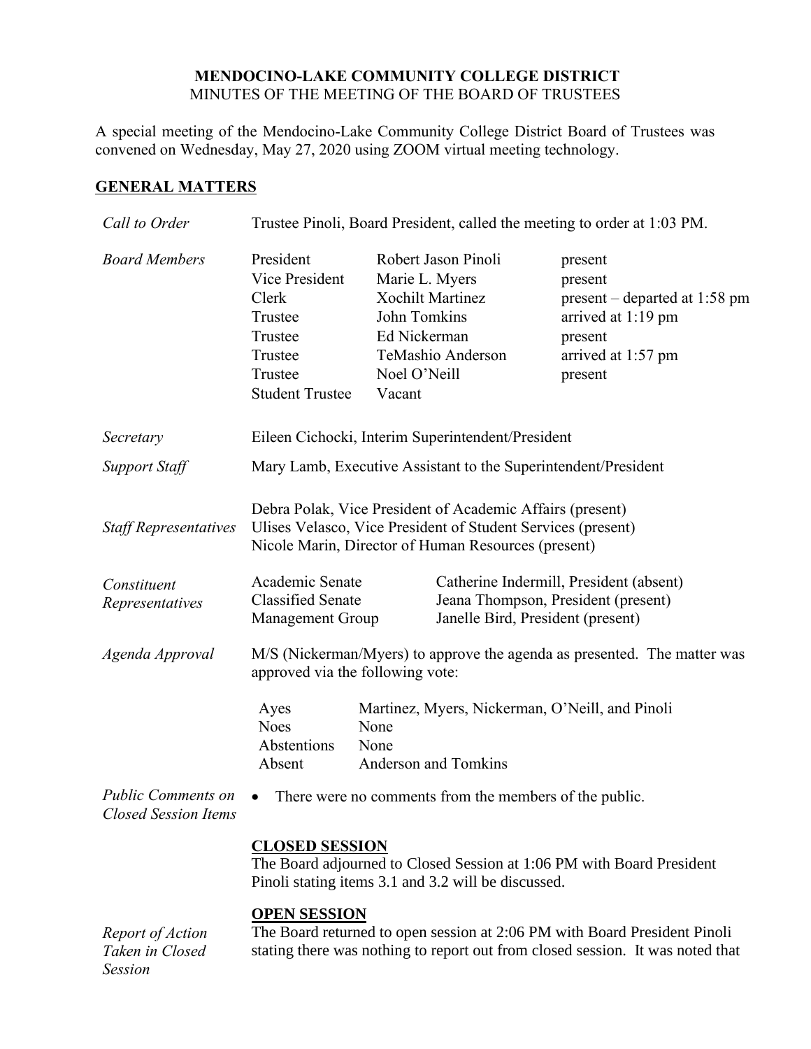**MENDOCINO-LAKE COMMUNITY COLLEGE DISTRICT**
MINUTES OF THE MEETING OF THE BOARD OF TRUSTEES

A special meeting of the Mendocino-Lake Community College District Board of Trustees was convened on Wednesday, May 27, 2020 using ZOOM virtual meeting technology.

## GENERAL MATTERS

*Call to Order* — Trustee Pinoli, Board President, called the meeting to order at 1:03 PM.

*Board Members*

| | | |
|---|---|---|
| President | Robert Jason Pinoli | present |
| Vice President | Marie L. Myers | present |
| Clerk | Xochilt Martinez | present – departed at 1:58 pm |
| Trustee | John Tomkins | arrived at 1:19 pm |
| Trustee | Ed Nickerman | present |
| Trustee | TeMashio Anderson | arrived at 1:57 pm |
| Trustee | Noel O'Neill | present |
| Student Trustee | Vacant | |

*Secretary* — Eileen Cichocki, Interim Superintendent/President

*Support Staff* — Mary Lamb, Executive Assistant to the Superintendent/President

*Staff Representatives*
Debra Polak, Vice President of Academic Affairs (present)
Ulises Velasco, Vice President of Student Services (present)
Nicole Marin, Director of Human Resources (present)

*Constituent Representatives*

| | |
|---|---|
| Academic Senate | Catherine Indermill, President (absent) |
| Classified Senate | Jeana Thompson, President (present) |
| Management Group | Janelle Bird, President (present) |

*Agenda Approval* — M/S (Nickerman/Myers) to approve the agenda as presented. The matter was approved via the following vote:

| | |
|---|---|
| Ayes | Martinez, Myers, Nickerman, O'Neill, and Pinoli |
| Noes | None |
| Abstentions | None |
| Absent | Anderson and Tomkins |

*Public Comments on Closed Session Items*

- There were no comments from the members of the public.

**CLOSED SESSION**
The Board adjourned to Closed Session at 1:06 PM with Board President Pinoli stating items 3.1 and 3.2 will be discussed.

**OPEN SESSION**

*Report of Action Taken in Closed Session* — The Board returned to open session at 2:06 PM with Board President Pinoli stating there was nothing to report out from closed session. It was noted that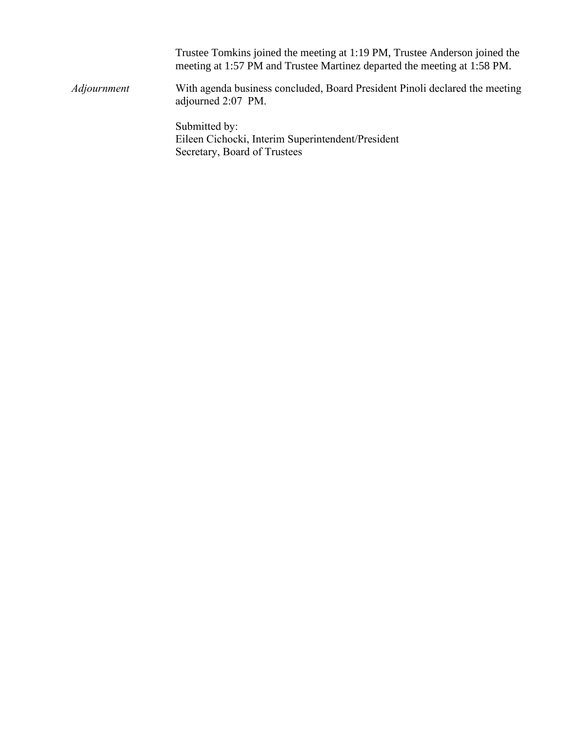Trustee Tomkins joined the meeting at 1:19 PM, Trustee Anderson joined the meeting at 1:57 PM and Trustee Martinez departed the meeting at 1:58 PM.

*Adjournment*

With agenda business concluded, Board President Pinoli declared the meeting adjourned 2:07 PM.

Submitted by:
Eileen Cichocki, Interim Superintendent/President
Secretary, Board of Trustees